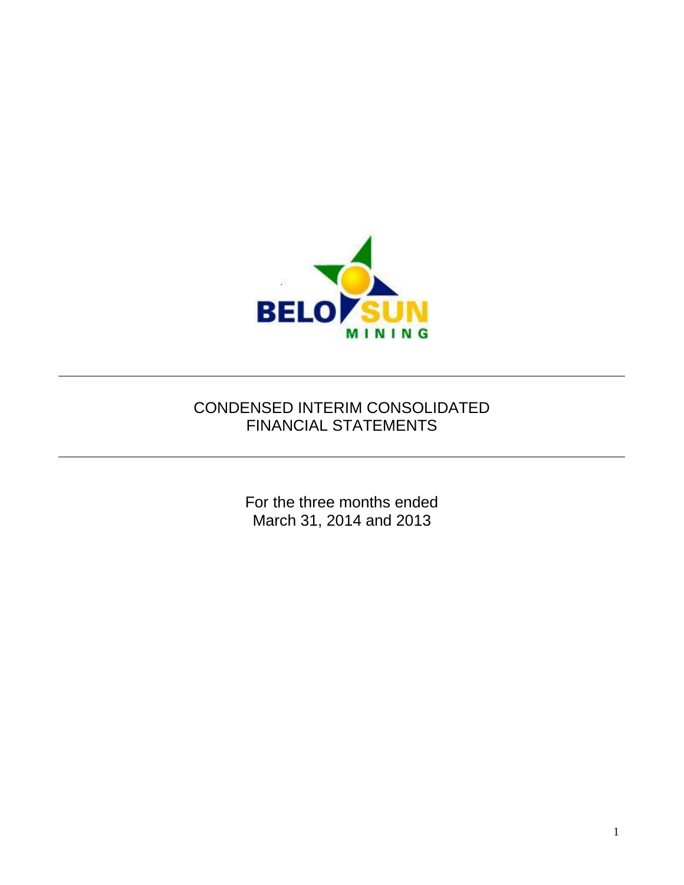BELO SUN

MINING

# CONDENSED INTERIM CONSOLIDATED FINANCIAL STATEMENTS

For the three months ended
March 31, 2014 and 2013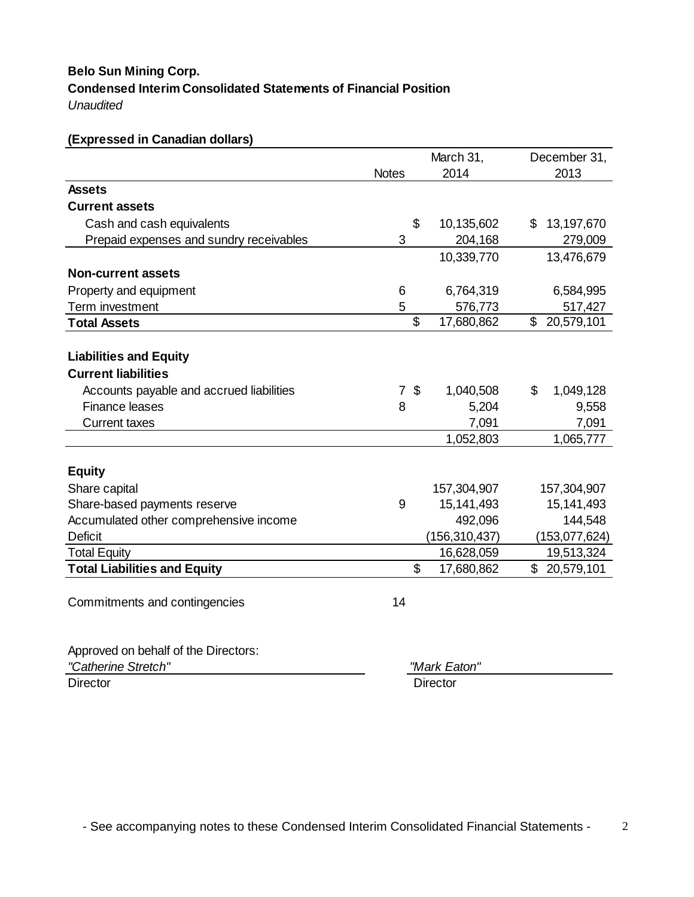**Belo Sun Mining Corp.**

**Condensed Interim Consolidated Statements of Financial Position**

*Unaudited*

**(Expressed in Canadian dollars)**

| | Notes | March 31, 2014 | December 31, 2013 |
|---|---|---|---|
| **Assets** | | | |
| **Current assets** | | | |
| Cash and cash equivalents | | $ 10,135,602 | $ 13,197,670 |
| Prepaid expenses and sundry receivables | 3 | 204,168 | 279,009 |
| | | 10,339,770 | 13,476,679 |
| **Non-current assets** | | | |
| Property and equipment | 6 | 6,764,319 | 6,584,995 |
| Term investment | 5 | 576,773 | 517,427 |
| **Total Assets** | | $ 17,680,862 | $ 20,579,101 |
| | | | |
| **Liabilities and Equity** | | | |
| **Current liabilities** | | | |
| Accounts payable and accrued liabilities | 7 | $ 1,040,508 | $ 1,049,128 |
| Finance leases | 8 | 5,204 | 9,558 |
| Current taxes | | 7,091 | 7,091 |
| | | 1,052,803 | 1,065,777 |
| | | | |
| **Equity** | | | |
| Share capital | | 157,304,907 | 157,304,907 |
| Share-based payments reserve | 9 | 15,141,493 | 15,141,493 |
| Accumulated other comprehensive income | | 492,096 | 144,548 |
| Deficit | | (156,310,437) | (153,077,624) |
| Total Equity | | 16,628,059 | 19,513,324 |
| **Total Liabilities and Equity** | | $ 17,680,862 | $ 20,579,101 |

Commitments and contingencies 14

Approved on behalf of the Directors:

*"Catherine Stretch"*
Director

*"Mark Eaton"*
Director

- See accompanying notes to these Condensed Interim Consolidated Financial Statements -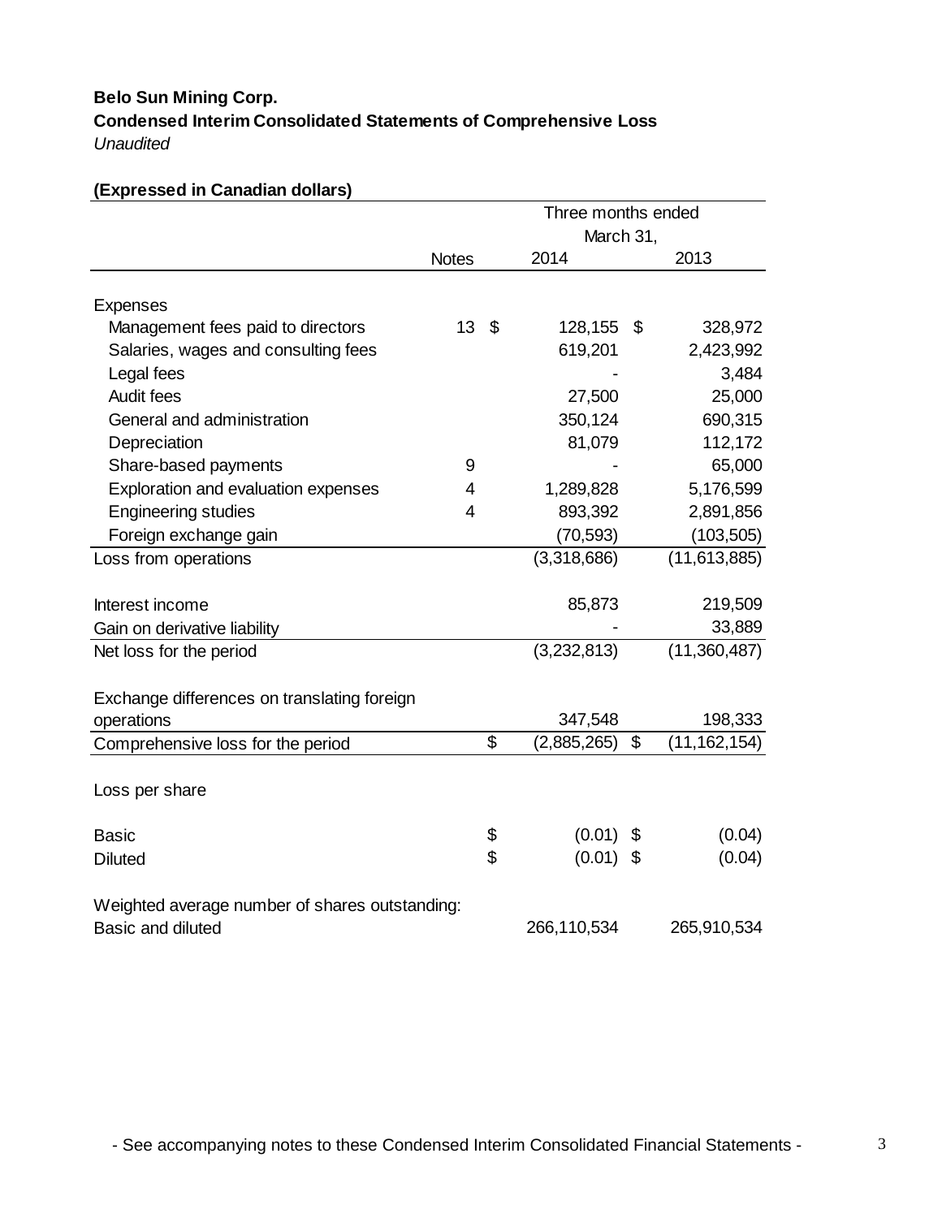**Belo Sun Mining Corp.**
**Condensed Interim Consolidated Statements of Comprehensive Loss**
*Unaudited*

**(Expressed in Canadian dollars)**

| | Notes | Three months ended March 31, 2014 | Three months ended March 31, 2013 |
|---|---|---|---|
| Expenses | | | |
| Management fees paid to directors | 13 | $ 128,155 | $ 328,972 |
| Salaries, wages and consulting fees | | 619,201 | 2,423,992 |
| Legal fees | | - | 3,484 |
| Audit fees | | 27,500 | 25,000 |
| General and administration | | 350,124 | 690,315 |
| Depreciation | | 81,079 | 112,172 |
| Share-based payments | 9 | - | 65,000 |
| Exploration and evaluation expenses | 4 | 1,289,828 | 5,176,599 |
| Engineering studies | 4 | 893,392 | 2,891,856 |
| Foreign exchange gain | | (70,593) | (103,505) |
| Loss from operations | | (3,318,686) | (11,613,885) |
| | | | |
| Interest income | | 85,873 | 219,509 |
| Gain on derivative liability | | - | 33,889 |
| Net loss for the period | | (3,232,813) | (11,360,487) |
| | | | |
| Exchange differences on translating foreign operations | | 347,548 | 198,333 |
| Comprehensive loss for the period | | $ (2,885,265) | $ (11,162,154) |
| | | | |
| Loss per share | | | |
| | | | |
| Basic | | $ (0.01) | $ (0.04) |
| Diluted | | $ (0.01) | $ (0.04) |
| | | | |
| Weighted average number of shares outstanding: Basic and diluted | | 266,110,534 | 265,910,534 |

- See accompanying notes to these Condensed Interim Consolidated Financial Statements -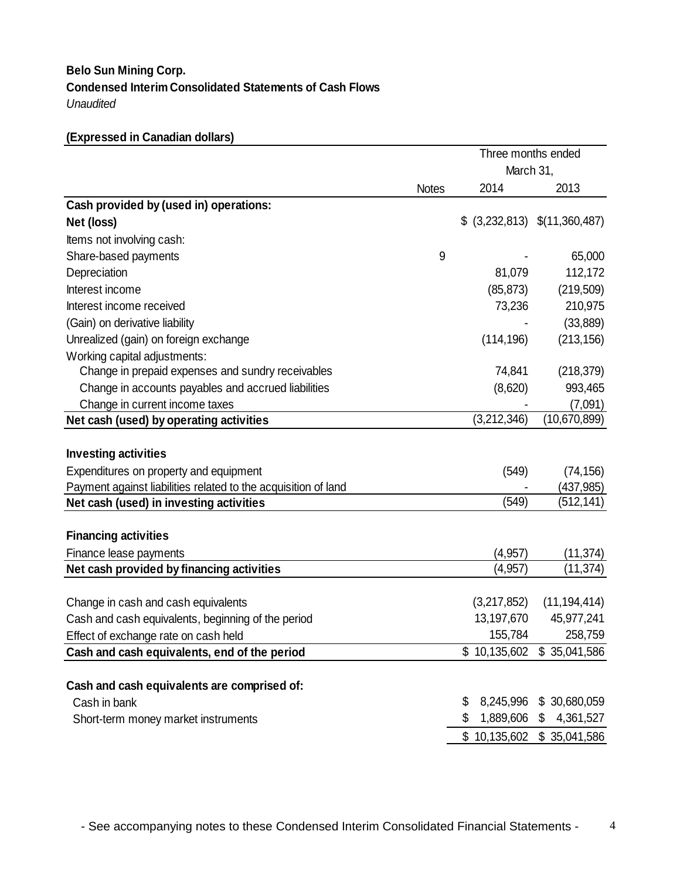**Belo Sun Mining Corp.**

**Condensed Interim Consolidated Statements of Cash Flows**

*Unaudited*

**(Expressed in Canadian dollars)**

| | Notes | Three months ended March 31, 2014 | Three months ended March 31, 2013 |
|---|---|---|---|
| **Cash provided by (used in) operations:** | | | |
| **Net (loss)** | | $ (3,232,813) | $(11,360,487) |
| Items not involving cash: | | | |
| Share-based payments | 9 | - | 65,000 |
| Depreciation | | 81,079 | 112,172 |
| Interest income | | (85,873) | (219,509) |
| Interest income received | | 73,236 | 210,975 |
| (Gain) on derivative liability | | - | (33,889) |
| Unrealized (gain) on foreign exchange | | (114,196) | (213,156) |
| Working capital adjustments: | | | |
| Change in prepaid expenses and sundry receivables | | 74,841 | (218,379) |
| Change in accounts payables and accrued liabilities | | (8,620) | 993,465 |
| Change in current income taxes | | - | (7,091) |
| **Net cash (used) by operating activities** | | (3,212,346) | (10,670,899) |
| | | | |
| **Investing activities** | | | |
| Expenditures on property and equipment | | (549) | (74,156) |
| Payment against liabilities related to the acquisition of land | | - | (437,985) |
| **Net cash (used) in investing activities** | | (549) | (512,141) |
| | | | |
| **Financing activities** | | | |
| Finance lease payments | | (4,957) | (11,374) |
| **Net cash provided by financing activities** | | (4,957) | (11,374) |
| | | | |
| Change in cash and cash equivalents | | (3,217,852) | (11,194,414) |
| Cash and cash equivalents, beginning of the period | | 13,197,670 | 45,977,241 |
| Effect of exchange rate on cash held | | 155,784 | 258,759 |
| **Cash and cash equivalents, end of the period** | | $ 10,135,602 | $ 35,041,586 |
| | | | |
| **Cash and cash equivalents are comprised of:** | | | |
| Cash in bank | | $ 8,245,996 | $ 30,680,059 |
| Short-term money market instruments | | $ 1,889,606 | $ 4,361,527 |
| | | $ 10,135,602 | $ 35,041,586 |

- See accompanying notes to these Condensed Interim Consolidated Financial Statements -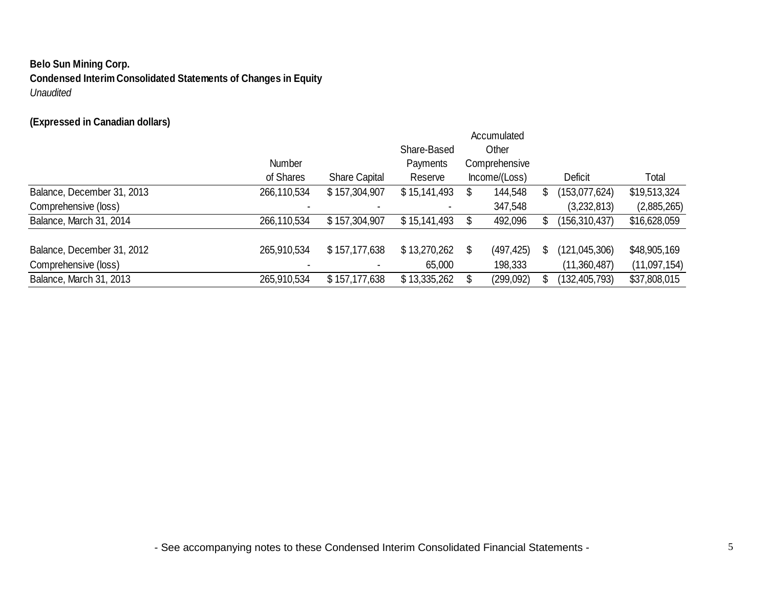**Belo Sun Mining Corp.**
**Condensed Interim Consolidated Statements of Changes in Equity**
*Unaudited*

**(Expressed in Canadian dollars)**

| | Number of Shares | Share Capital | Share-Based Payments Reserve | Accumulated Other Comprehensive Income/(Loss) | Deficit | Total |
|---|---|---|---|---|---|---|
| Balance, December 31, 2013 | 266,110,534 | $ 157,304,907 | $ 15,141,493 | $ 144,548 | $ (153,077,624) | $19,513,324 |
| Comprehensive (loss) | - | - | - | 347,548 | (3,232,813) | (2,885,265) |
| Balance, March 31, 2014 | 266,110,534 | $ 157,304,907 | $ 15,141,493 | $ 492,096 | $ (156,310,437) | $16,628,059 |
| | | | | | | |
| Balance, December 31, 2012 | 265,910,534 | $ 157,177,638 | $ 13,270,262 | $ (497,425) | $ (121,045,306) | $48,905,169 |
| Comprehensive (loss) | - | - | 65,000 | 198,333 | (11,360,487) | (11,097,154) |
| Balance, March 31, 2013 | 265,910,534 | $ 157,177,638 | $ 13,335,262 | $ (299,092) | $ (132,405,793) | $37,808,015 |

- See accompanying notes to these Condensed Interim Consolidated Financial Statements -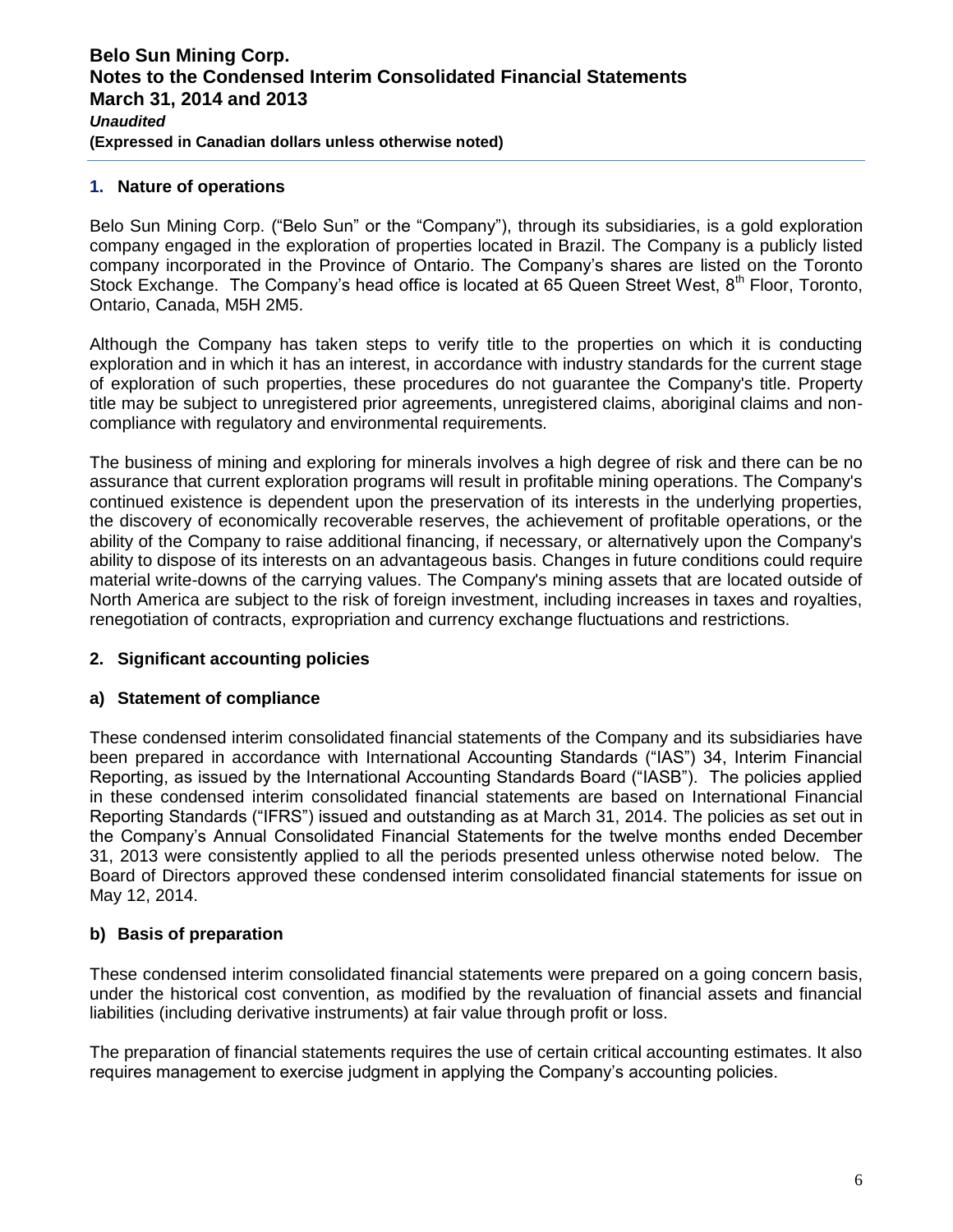## 1. Nature of operations

Belo Sun Mining Corp. ("Belo Sun" or the "Company"), through its subsidiaries, is a gold exploration company engaged in the exploration of properties located in Brazil. The Company is a publicly listed company incorporated in the Province of Ontario. The Company's shares are listed on the Toronto Stock Exchange. The Company's head office is located at 65 Queen Street West, 8th Floor, Toronto, Ontario, Canada, M5H 2M5.

Although the Company has taken steps to verify title to the properties on which it is conducting exploration and in which it has an interest, in accordance with industry standards for the current stage of exploration of such properties, these procedures do not guarantee the Company's title. Property title may be subject to unregistered prior agreements, unregistered claims, aboriginal claims and non-compliance with regulatory and environmental requirements.

The business of mining and exploring for minerals involves a high degree of risk and there can be no assurance that current exploration programs will result in profitable mining operations. The Company's continued existence is dependent upon the preservation of its interests in the underlying properties, the discovery of economically recoverable reserves, the achievement of profitable operations, or the ability of the Company to raise additional financing, if necessary, or alternatively upon the Company's ability to dispose of its interests on an advantageous basis. Changes in future conditions could require material write-downs of the carrying values. The Company's mining assets that are located outside of North America are subject to the risk of foreign investment, including increases in taxes and royalties, renegotiation of contracts, expropriation and currency exchange fluctuations and restrictions.

## 2. Significant accounting policies

### a) Statement of compliance

These condensed interim consolidated financial statements of the Company and its subsidiaries have been prepared in accordance with International Accounting Standards ("IAS") 34, Interim Financial Reporting, as issued by the International Accounting Standards Board ("IASB"). The policies applied in these condensed interim consolidated financial statements are based on International Financial Reporting Standards ("IFRS") issued and outstanding as at March 31, 2014. The policies as set out in the Company's Annual Consolidated Financial Statements for the twelve months ended December 31, 2013 were consistently applied to all the periods presented unless otherwise noted below. The Board of Directors approved these condensed interim consolidated financial statements for issue on May 12, 2014.

### b) Basis of preparation

These condensed interim consolidated financial statements were prepared on a going concern basis, under the historical cost convention, as modified by the revaluation of financial assets and financial liabilities (including derivative instruments) at fair value through profit or loss.

The preparation of financial statements requires the use of certain critical accounting estimates. It also requires management to exercise judgment in applying the Company's accounting policies.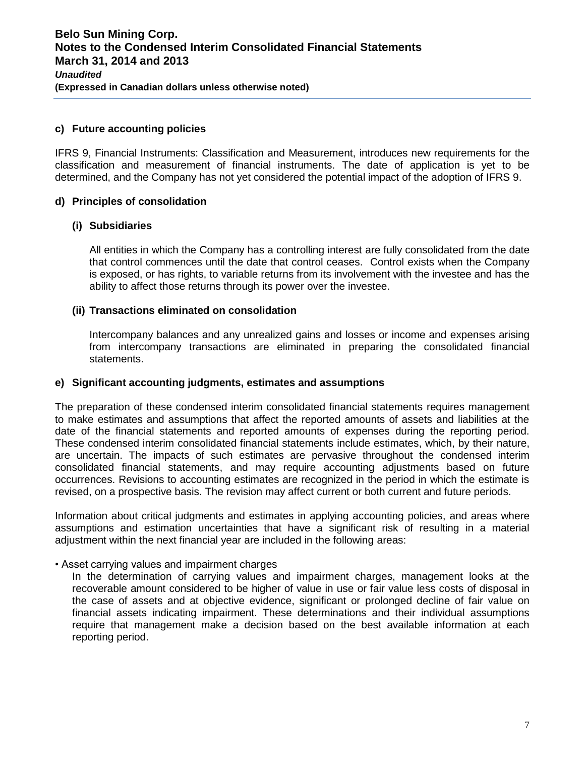### c) Future accounting policies

IFRS 9, Financial Instruments: Classification and Measurement, introduces new requirements for the classification and measurement of financial instruments. The date of application is yet to be determined, and the Company has not yet considered the potential impact of the adoption of IFRS 9.

### d) Principles of consolidation

#### (i) Subsidiaries

All entities in which the Company has a controlling interest are fully consolidated from the date that control commences until the date that control ceases. Control exists when the Company is exposed, or has rights, to variable returns from its involvement with the investee and has the ability to affect those returns through its power over the investee.

#### (ii) Transactions eliminated on consolidation

Intercompany balances and any unrealized gains and losses or income and expenses arising from intercompany transactions are eliminated in preparing the consolidated financial statements.

### e) Significant accounting judgments, estimates and assumptions

The preparation of these condensed interim consolidated financial statements requires management to make estimates and assumptions that affect the reported amounts of assets and liabilities at the date of the financial statements and reported amounts of expenses during the reporting period. These condensed interim consolidated financial statements include estimates, which, by their nature, are uncertain. The impacts of such estimates are pervasive throughout the condensed interim consolidated financial statements, and may require accounting adjustments based on future occurrences. Revisions to accounting estimates are recognized in the period in which the estimate is revised, on a prospective basis. The revision may affect current or both current and future periods.

Information about critical judgments and estimates in applying accounting policies, and areas where assumptions and estimation uncertainties that have a significant risk of resulting in a material adjustment within the next financial year are included in the following areas:

- Asset carrying values and impairment charges

  In the determination of carrying values and impairment charges, management looks at the recoverable amount considered to be higher of value in use or fair value less costs of disposal in the case of assets and at objective evidence, significant or prolonged decline of fair value on financial assets indicating impairment. These determinations and their individual assumptions require that management make a decision based on the best available information at each reporting period.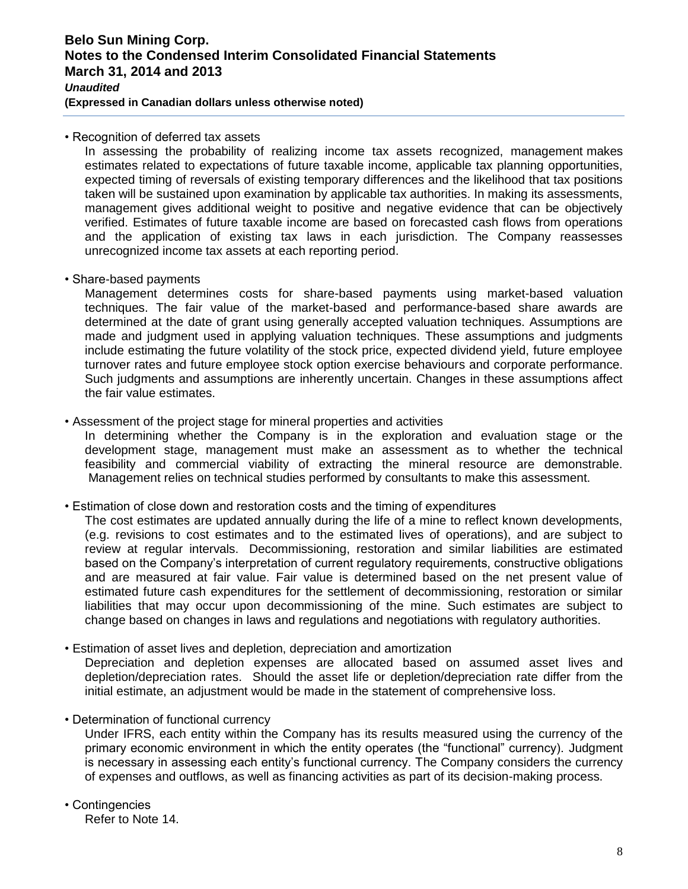- Recognition of deferred tax assets

  In assessing the probability of realizing income tax assets recognized, management makes estimates related to expectations of future taxable income, applicable tax planning opportunities, expected timing of reversals of existing temporary differences and the likelihood that tax positions taken will be sustained upon examination by applicable tax authorities. In making its assessments, management gives additional weight to positive and negative evidence that can be objectively verified. Estimates of future taxable income are based on forecasted cash flows from operations and the application of existing tax laws in each jurisdiction. The Company reassesses unrecognized income tax assets at each reporting period.

- Share-based payments

  Management determines costs for share-based payments using market-based valuation techniques. The fair value of the market-based and performance-based share awards are determined at the date of grant using generally accepted valuation techniques. Assumptions are made and judgment used in applying valuation techniques. These assumptions and judgments include estimating the future volatility of the stock price, expected dividend yield, future employee turnover rates and future employee stock option exercise behaviours and corporate performance. Such judgments and assumptions are inherently uncertain. Changes in these assumptions affect the fair value estimates.

- Assessment of the project stage for mineral properties and activities

  In determining whether the Company is in the exploration and evaluation stage or the development stage, management must make an assessment as to whether the technical feasibility and commercial viability of extracting the mineral resource are demonstrable. Management relies on technical studies performed by consultants to make this assessment.

- Estimation of close down and restoration costs and the timing of expenditures

  The cost estimates are updated annually during the life of a mine to reflect known developments, (e.g. revisions to cost estimates and to the estimated lives of operations), and are subject to review at regular intervals. Decommissioning, restoration and similar liabilities are estimated based on the Company's interpretation of current regulatory requirements, constructive obligations and are measured at fair value. Fair value is determined based on the net present value of estimated future cash expenditures for the settlement of decommissioning, restoration or similar liabilities that may occur upon decommissioning of the mine. Such estimates are subject to change based on changes in laws and regulations and negotiations with regulatory authorities.

- Estimation of asset lives and depletion, depreciation and amortization

  Depreciation and depletion expenses are allocated based on assumed asset lives and depletion/depreciation rates. Should the asset life or depletion/depreciation rate differ from the initial estimate, an adjustment would be made in the statement of comprehensive loss.

- Determination of functional currency

  Under IFRS, each entity within the Company has its results measured using the currency of the primary economic environment in which the entity operates (the "functional" currency). Judgment is necessary in assessing each entity's functional currency. The Company considers the currency of expenses and outflows, as well as financing activities as part of its decision-making process.

- Contingencies

  Refer to Note 14.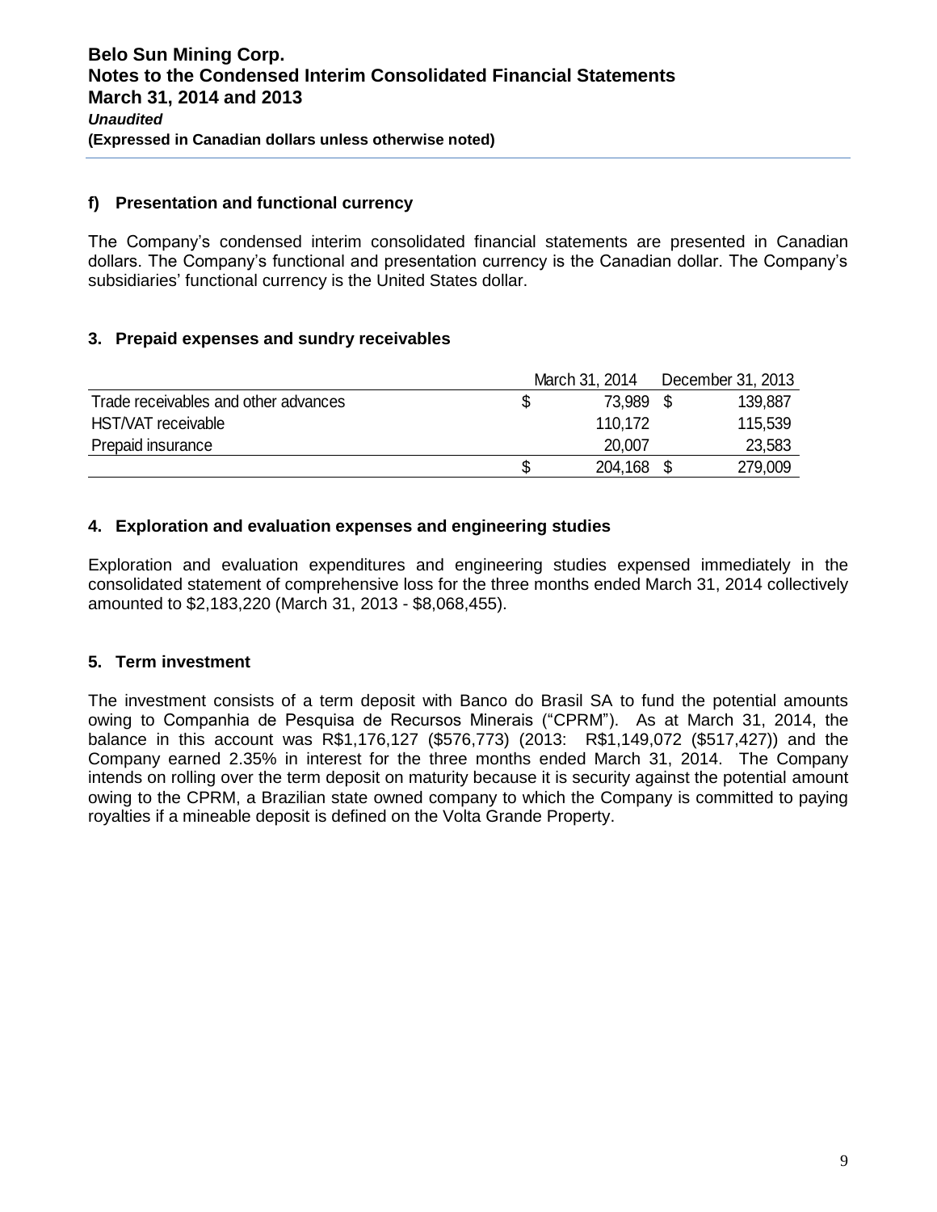#### f) Presentation and functional currency

The Company's condensed interim consolidated financial statements are presented in Canadian dollars. The Company's functional and presentation currency is the Canadian dollar. The Company's subsidiaries' functional currency is the United States dollar.

## 3. Prepaid expenses and sundry receivables

| | March 31, 2014 | December 31, 2013 |
|---|---|---|
| Trade receivables and other advances | $ 73,989 | $ 139,887 |
| HST/VAT receivable | 110,172 | 115,539 |
| Prepaid insurance | 20,007 | 23,583 |
| | $ 204,168 | $ 279,009 |

## 4. Exploration and evaluation expenses and engineering studies

Exploration and evaluation expenditures and engineering studies expensed immediately in the consolidated statement of comprehensive loss for the three months ended March 31, 2014 collectively amounted to $2,183,220 (March 31, 2013 - $8,068,455).

## 5. Term investment

The investment consists of a term deposit with Banco do Brasil SA to fund the potential amounts owing to Companhia de Pesquisa de Recursos Minerais ("CPRM"). As at March 31, 2014, the balance in this account was R$1,176,127 ($576,773) (2013: R$1,149,072 ($517,427)) and the Company earned 2.35% in interest for the three months ended March 31, 2014. The Company intends on rolling over the term deposit on maturity because it is security against the potential amount owing to the CPRM, a Brazilian state owned company to which the Company is committed to paying royalties if a mineable deposit is defined on the Volta Grande Property.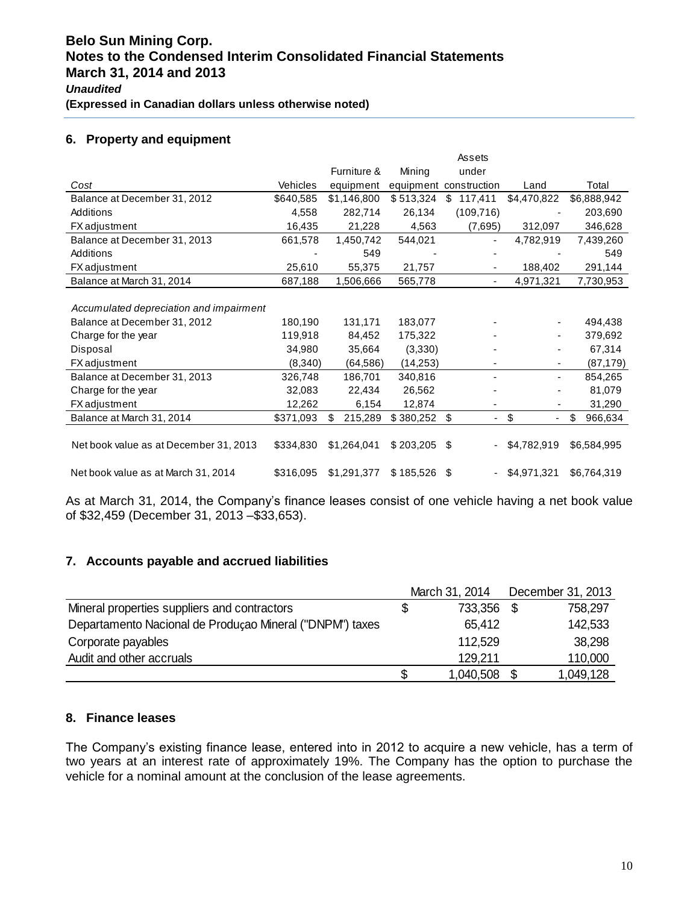**Belo Sun Mining Corp.**
**Notes to the Condensed Interim Consolidated Financial Statements**
**March 31, 2014 and 2013**
***Unaudited***
**(Expressed in Canadian dollars unless otherwise noted)**

## 6. Property and equipment

| *Cost* | Vehicles | Furniture & equipment | Mining equipment | Assets under construction | Land | Total |
|---|---|---|---|---|---|---|
| Balance at December 31, 2012 | $640,585 | $1,146,800 | $ 513,324 | $ 117,411 | $4,470,822 | $6,888,942 |
| Additions | 4,558 | 282,714 | 26,134 | (109,716) | - | 203,690 |
| FX adjustment | 16,435 | 21,228 | 4,563 | (7,695) | 312,097 | 346,628 |
| Balance at December 31, 2013 | 661,578 | 1,450,742 | 544,021 | - | 4,782,919 | 7,439,260 |
| Additions | - | 549 | - | - | - | 549 |
| FX adjustment | 25,610 | 55,375 | 21,757 | - | 188,402 | 291,144 |
| Balance at March 31, 2014 | 687,188 | 1,506,666 | 565,778 | - | 4,971,321 | 7,730,953 |
| | | | | | | |
| *Accumulated depreciation and impairment* | | | | | | |
| Balance at December 31, 2012 | 180,190 | 131,171 | 183,077 | - | - | 494,438 |
| Charge for the year | 119,918 | 84,452 | 175,322 | - | - | 379,692 |
| Disposal | 34,980 | 35,664 | (3,330) | - | - | 67,314 |
| FX adjustment | (8,340) | (64,586) | (14,253) | - | - | (87,179) |
| Balance at December 31, 2013 | 326,748 | 186,701 | 340,816 | - | - | 854,265 |
| Charge for the year | 32,083 | 22,434 | 26,562 | - | - | 81,079 |
| FX adjustment | 12,262 | 6,154 | 12,874 | - | - | 31,290 |
| Balance at March 31, 2014 | $371,093 | $ 215,289 | $ 380,252 | $ - | $ - | $ 966,634 |
| | | | | | | |
| Net book value as at December 31, 2013 | $334,830 | $1,264,041 | $ 203,205 | $ - | $4,782,919 | $6,584,995 |
| | | | | | | |
| Net book value as at March 31, 2014 | $316,095 | $1,291,377 | $ 185,526 | $ - | $4,971,321 | $6,764,319 |

As at March 31, 2014, the Company's finance leases consist of one vehicle having a net book value of $32,459 (December 31, 2013 –$33,653).

## 7. Accounts payable and accrued liabilities

| | March 31, 2014 | December 31, 2013 |
|---|---|---|
| Mineral properties suppliers and contractors | $ 733,356 | $ 758,297 |
| Departamento Nacional de Produçao Mineral ("DNPM") taxes | 65,412 | 142,533 |
| Corporate payables | 112,529 | 38,298 |
| Audit and other accruals | 129,211 | 110,000 |
| | $ 1,040,508 | $ 1,049,128 |

## 8. Finance leases

The Company's existing finance lease, entered into in 2012 to acquire a new vehicle, has a term of two years at an interest rate of approximately 19%. The Company has the option to purchase the vehicle for a nominal amount at the conclusion of the lease agreements.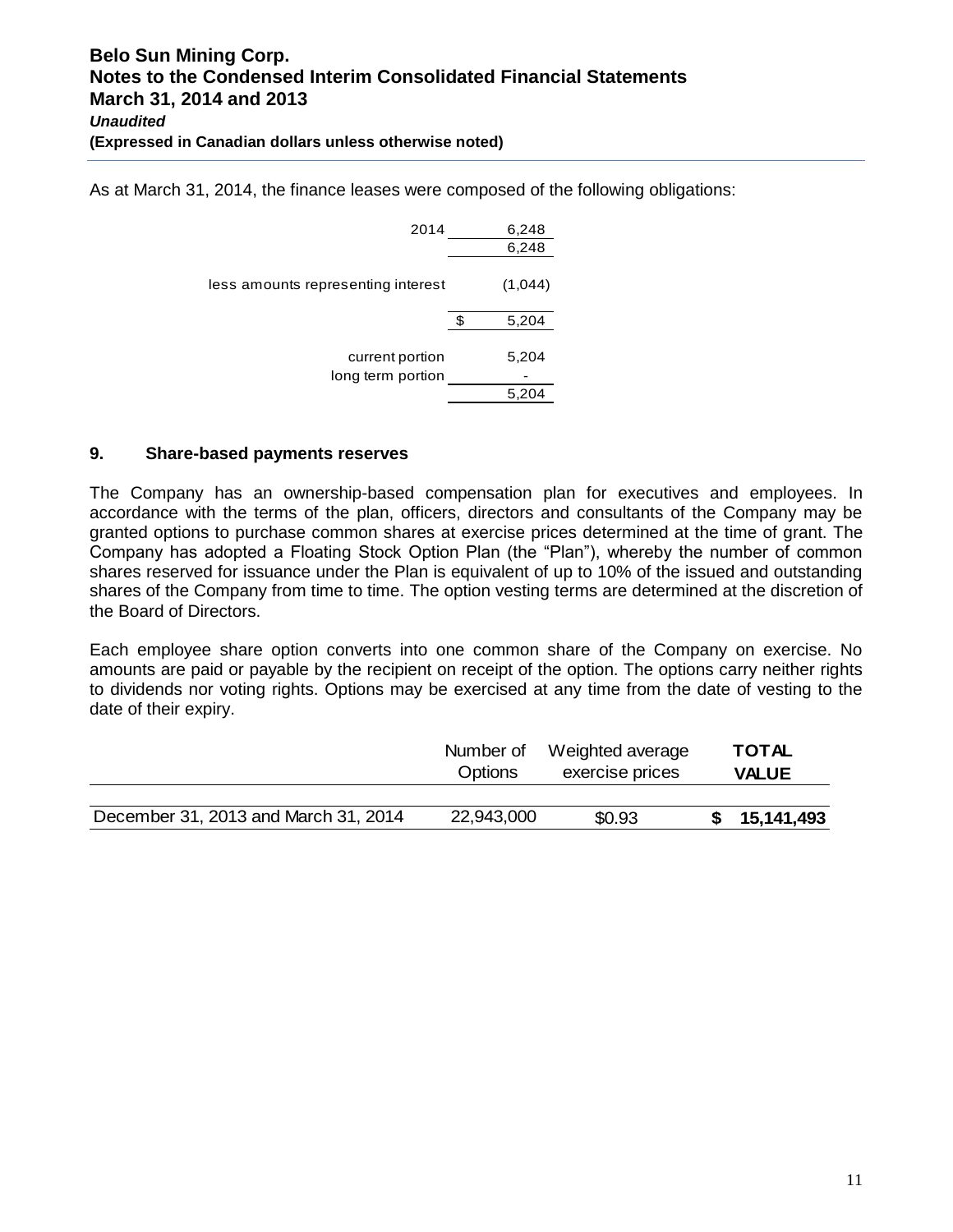As at March 31, 2014, the finance leases were composed of the following obligations:

| | | |
|---|---|---|
| 2014 | | 6,248 |
| | | 6,248 |
| less amounts representing interest | | (1,044) |
| | $ | 5,204 |
| current portion | | 5,204 |
| long term portion | | - |
| | | 5,204 |

### 9. Share-based payments reserves

The Company has an ownership-based compensation plan for executives and employees. In accordance with the terms of the plan, officers, directors and consultants of the Company may be granted options to purchase common shares at exercise prices determined at the time of grant. The Company has adopted a Floating Stock Option Plan (the "Plan"), whereby the number of common shares reserved for issuance under the Plan is equivalent of up to 10% of the issued and outstanding shares of the Company from time to time. The option vesting terms are determined at the discretion of the Board of Directors.

Each employee share option converts into one common share of the Company on exercise. No amounts are paid or payable by the recipient on receipt of the option. The options carry neither rights to dividends nor voting rights. Options may be exercised at any time from the date of vesting to the date of their expiry.

| | Number of Options | Weighted average exercise prices | **TOTAL VALUE** |
|---|---|---|---|
| December 31, 2013 and March 31, 2014 | 22,943,000 | $0.93 | **$ 15,141,493** |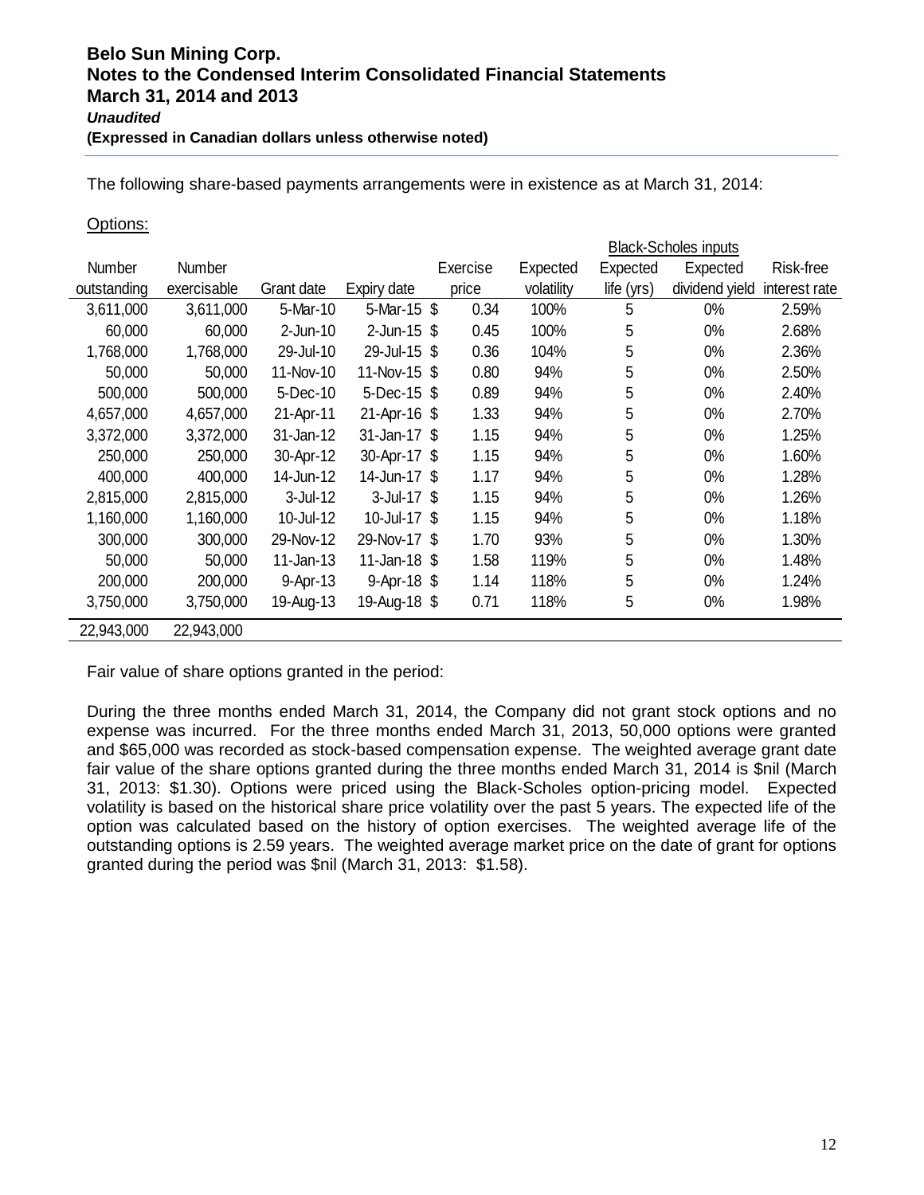The following share-based payments arrangements were in existence as at March 31, 2014:

Options:

| Number outstanding | Number exercisable | Grant date | Expiry date | Exercise price | Black-Scholes inputs Expected volatility | Expected life (yrs) | Expected dividend yield | Risk-free interest rate |
|---|---|---|---|---|---|---|---|---|
| 3,611,000 | 3,611,000 | 5-Mar-10 | 5-Mar-15 | $ 0.34 | 100% | 5 | 0% | 2.59% |
| 60,000 | 60,000 | 2-Jun-10 | 2-Jun-15 | $ 0.45 | 100% | 5 | 0% | 2.68% |
| 1,768,000 | 1,768,000 | 29-Jul-10 | 29-Jul-15 | $ 0.36 | 104% | 5 | 0% | 2.36% |
| 50,000 | 50,000 | 11-Nov-10 | 11-Nov-15 | $ 0.80 | 94% | 5 | 0% | 2.50% |
| 500,000 | 500,000 | 5-Dec-10 | 5-Dec-15 | $ 0.89 | 94% | 5 | 0% | 2.40% |
| 4,657,000 | 4,657,000 | 21-Apr-11 | 21-Apr-16 | $ 1.33 | 94% | 5 | 0% | 2.70% |
| 3,372,000 | 3,372,000 | 31-Jan-12 | 31-Jan-17 | $ 1.15 | 94% | 5 | 0% | 1.25% |
| 250,000 | 250,000 | 30-Apr-12 | 30-Apr-17 | $ 1.15 | 94% | 5 | 0% | 1.60% |
| 400,000 | 400,000 | 14-Jun-12 | 14-Jun-17 | $ 1.17 | 94% | 5 | 0% | 1.28% |
| 2,815,000 | 2,815,000 | 3-Jul-12 | 3-Jul-17 | $ 1.15 | 94% | 5 | 0% | 1.26% |
| 1,160,000 | 1,160,000 | 10-Jul-12 | 10-Jul-17 | $ 1.15 | 94% | 5 | 0% | 1.18% |
| 300,000 | 300,000 | 29-Nov-12 | 29-Nov-17 | $ 1.70 | 93% | 5 | 0% | 1.30% |
| 50,000 | 50,000 | 11-Jan-13 | 11-Jan-18 | $ 1.58 | 119% | 5 | 0% | 1.48% |
| 200,000 | 200,000 | 9-Apr-13 | 9-Apr-18 | $ 1.14 | 118% | 5 | 0% | 1.24% |
| 3,750,000 | 3,750,000 | 19-Aug-13 | 19-Aug-18 | $ 0.71 | 118% | 5 | 0% | 1.98% |
| 22,943,000 | 22,943,000 | | | | | | | |

Fair value of share options granted in the period:

During the three months ended March 31, 2014, the Company did not grant stock options and no expense was incurred. For the three months ended March 31, 2013, 50,000 options were granted and $65,000 was recorded as stock-based compensation expense. The weighted average grant date fair value of the share options granted during the three months ended March 31, 2014 is $nil (March 31, 2013: $1.30). Options were priced using the Black-Scholes option-pricing model. Expected volatility is based on the historical share price volatility over the past 5 years. The expected life of the option was calculated based on the history of option exercises. The weighted average life of the outstanding options is 2.59 years. The weighted average market price on the date of grant for options granted during the period was $nil (March 31, 2013: $1.58).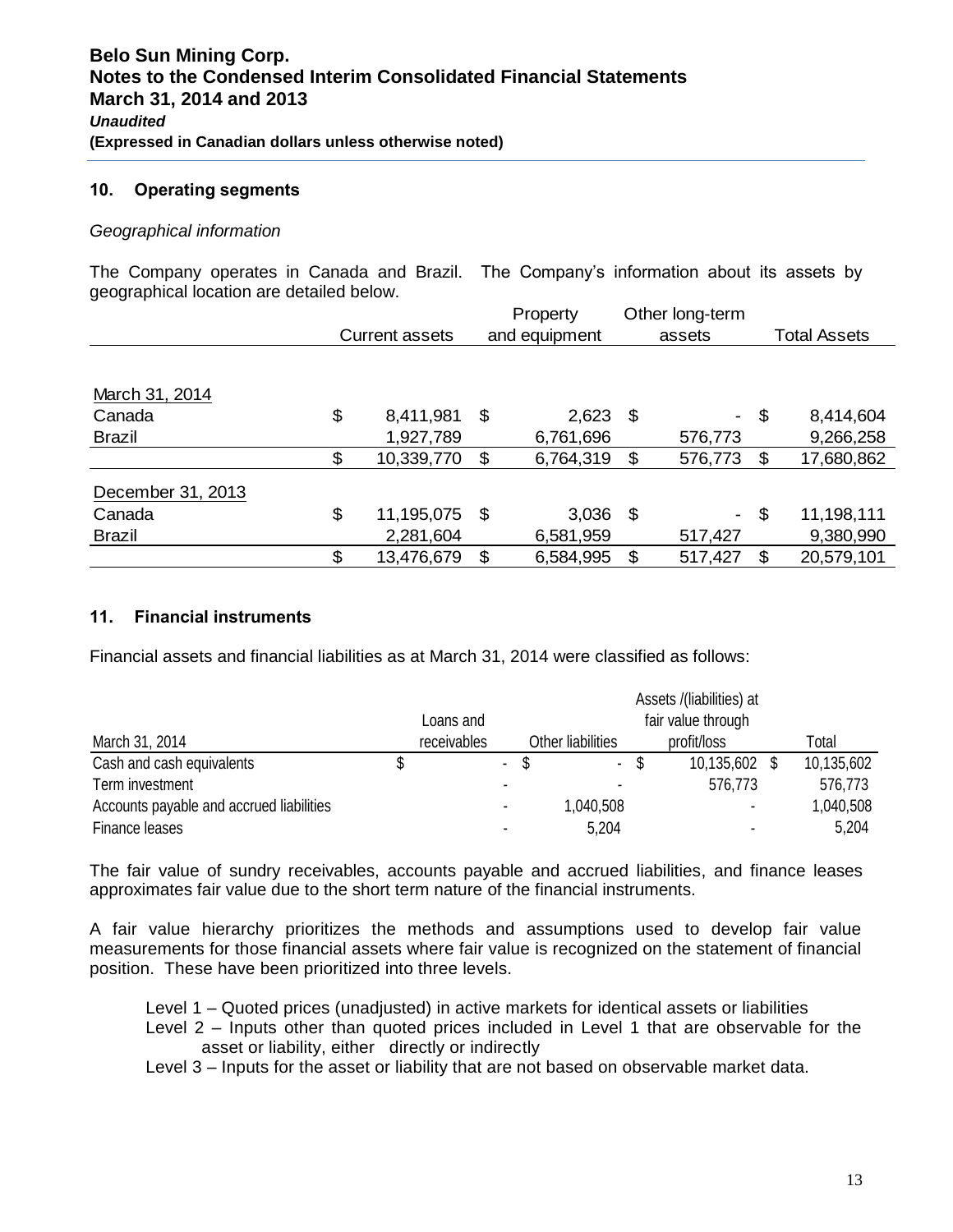## 10. Operating segments

*Geographical information*

The Company operates in Canada and Brazil. The Company's information about its assets by geographical location are detailed below.

| | Current assets | Property and equipment | Other long-term assets | Total Assets |
|---|---|---|---|---|
| March 31, 2014 | | | | |
| Canada | $ 8,411,981 | $ 2,623 | $ - | $ 8,414,604 |
| Brazil | 1,927,789 | 6,761,696 | 576,773 | 9,266,258 |
| | $ 10,339,770 | $ 6,764,319 | $ 576,773 | $ 17,680,862 |
| December 31, 2013 | | | | |
| Canada | $ 11,195,075 | $ 3,036 | $ - | $ 11,198,111 |
| Brazil | 2,281,604 | 6,581,959 | 517,427 | 9,380,990 |
| | $ 13,476,679 | $ 6,584,995 | $ 517,427 | $ 20,579,101 |

## 11. Financial instruments

Financial assets and financial liabilities as at March 31, 2014 were classified as follows:

| March 31, 2014 | Loans and receivables | Other liabilities | Assets /(liabilities) at fair value through profit/loss | Total |
|---|---|---|---|---|
| Cash and cash equivalents | $ - | $ - | $ 10,135,602 | $ 10,135,602 |
| Term investment | - | - | 576,773 | 576,773 |
| Accounts payable and accrued liabilities | - | 1,040,508 | - | 1,040,508 |
| Finance leases | - | 5,204 | - | 5,204 |

The fair value of sundry receivables, accounts payable and accrued liabilities, and finance leases approximates fair value due to the short term nature of the financial instruments.

A fair value hierarchy prioritizes the methods and assumptions used to develop fair value measurements for those financial assets where fair value is recognized on the statement of financial position. These have been prioritized into three levels.

Level 1 – Quoted prices (unadjusted) in active markets for identical assets or liabilities
Level 2 – Inputs other than quoted prices included in Level 1 that are observable for the asset or liability, either directly or indirectly
Level 3 – Inputs for the asset or liability that are not based on observable market data.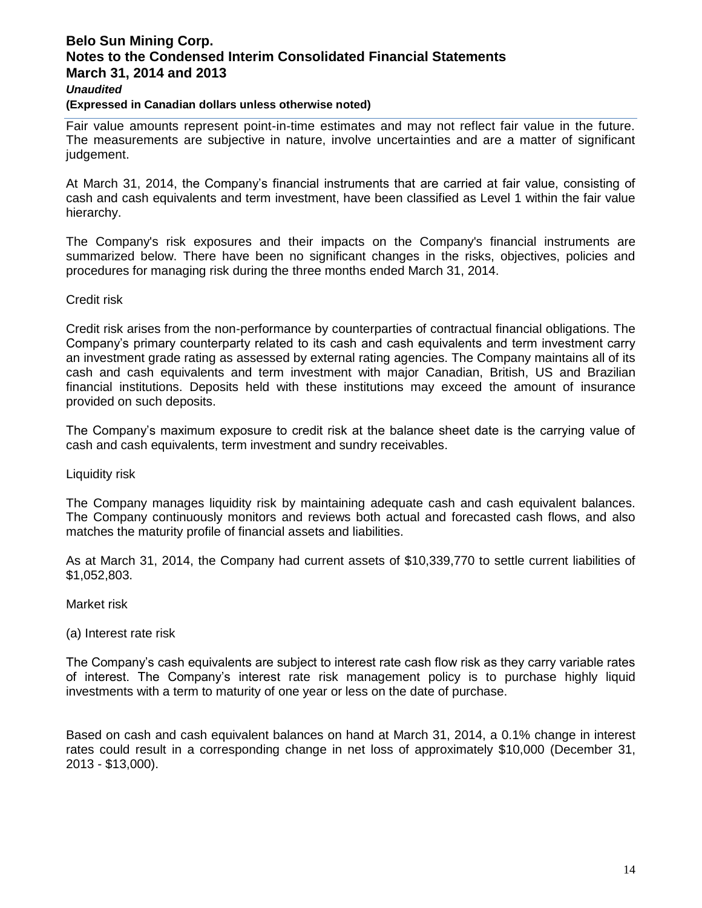Fair value amounts represent point-in-time estimates and may not reflect fair value in the future. The measurements are subjective in nature, involve uncertainties and are a matter of significant judgement.

At March 31, 2014, the Company's financial instruments that are carried at fair value, consisting of cash and cash equivalents and term investment, have been classified as Level 1 within the fair value hierarchy.

The Company's risk exposures and their impacts on the Company's financial instruments are summarized below. There have been no significant changes in the risks, objectives, policies and procedures for managing risk during the three months ended March 31, 2014.

Credit risk

Credit risk arises from the non-performance by counterparties of contractual financial obligations. The Company's primary counterparty related to its cash and cash equivalents and term investment carry an investment grade rating as assessed by external rating agencies. The Company maintains all of its cash and cash equivalents and term investment with major Canadian, British, US and Brazilian financial institutions. Deposits held with these institutions may exceed the amount of insurance provided on such deposits.

The Company's maximum exposure to credit risk at the balance sheet date is the carrying value of cash and cash equivalents, term investment and sundry receivables.

Liquidity risk

The Company manages liquidity risk by maintaining adequate cash and cash equivalent balances. The Company continuously monitors and reviews both actual and forecasted cash flows, and also matches the maturity profile of financial assets and liabilities.

As at March 31, 2014, the Company had current assets of $10,339,770 to settle current liabilities of $1,052,803.

Market risk

(a) Interest rate risk

The Company's cash equivalents are subject to interest rate cash flow risk as they carry variable rates of interest. The Company's interest rate risk management policy is to purchase highly liquid investments with a term to maturity of one year or less on the date of purchase.

Based on cash and cash equivalent balances on hand at March 31, 2014, a 0.1% change in interest rates could result in a corresponding change in net loss of approximately $10,000 (December 31, 2013 - $13,000).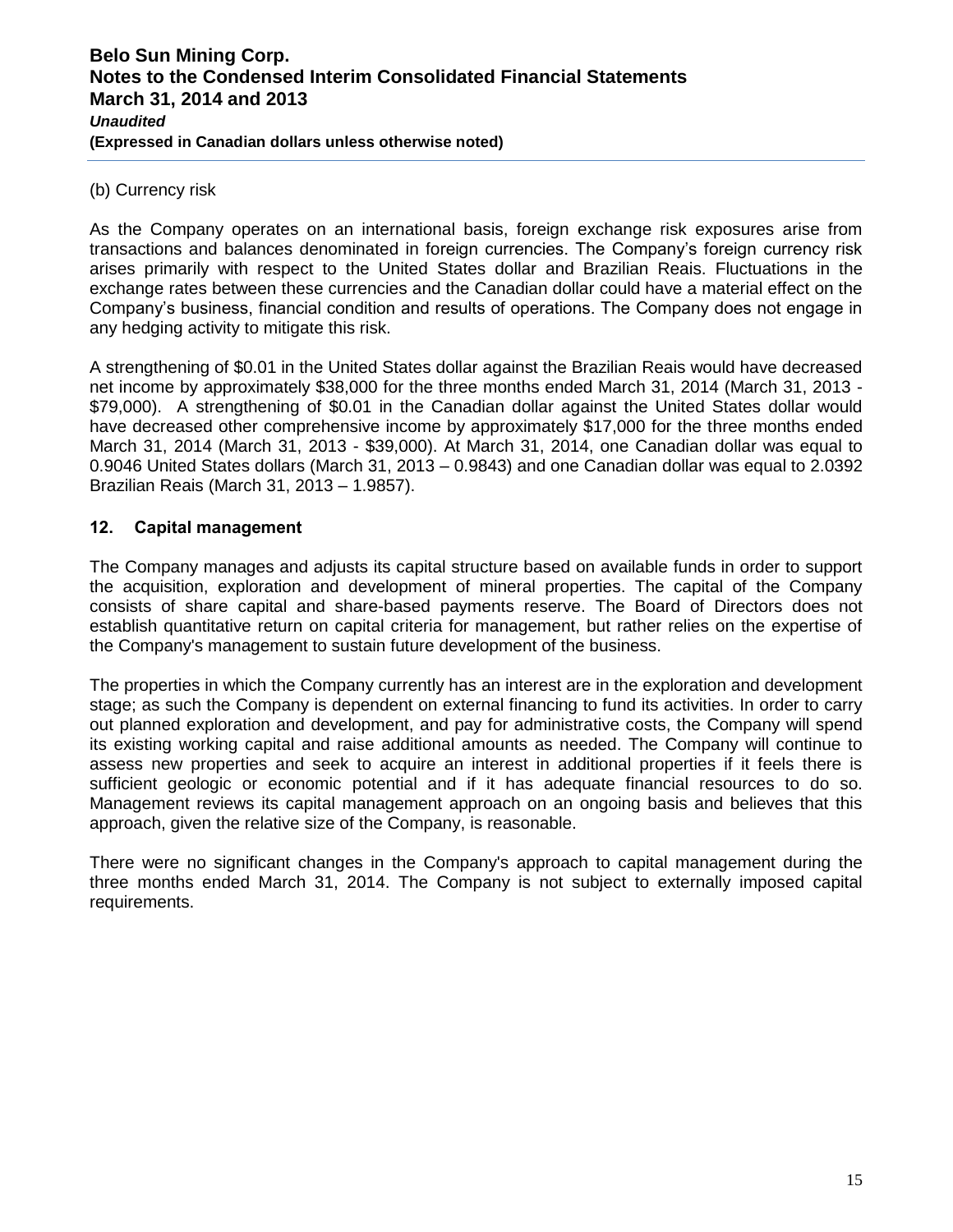(b) Currency risk

As the Company operates on an international basis, foreign exchange risk exposures arise from transactions and balances denominated in foreign currencies. The Company's foreign currency risk arises primarily with respect to the United States dollar and Brazilian Reais. Fluctuations in the exchange rates between these currencies and the Canadian dollar could have a material effect on the Company's business, financial condition and results of operations. The Company does not engage in any hedging activity to mitigate this risk.

A strengthening of $0.01 in the United States dollar against the Brazilian Reais would have decreased net income by approximately $38,000 for the three months ended March 31, 2014 (March 31, 2013 - $79,000). A strengthening of $0.01 in the Canadian dollar against the United States dollar would have decreased other comprehensive income by approximately $17,000 for the three months ended March 31, 2014 (March 31, 2013 - $39,000). At March 31, 2014, one Canadian dollar was equal to 0.9046 United States dollars (March 31, 2013 – 0.9843) and one Canadian dollar was equal to 2.0392 Brazilian Reais (March 31, 2013 – 1.9857).

## 12. Capital management

The Company manages and adjusts its capital structure based on available funds in order to support the acquisition, exploration and development of mineral properties. The capital of the Company consists of share capital and share-based payments reserve. The Board of Directors does not establish quantitative return on capital criteria for management, but rather relies on the expertise of the Company's management to sustain future development of the business.

The properties in which the Company currently has an interest are in the exploration and development stage; as such the Company is dependent on external financing to fund its activities. In order to carry out planned exploration and development, and pay for administrative costs, the Company will spend its existing working capital and raise additional amounts as needed. The Company will continue to assess new properties and seek to acquire an interest in additional properties if it feels there is sufficient geologic or economic potential and if it has adequate financial resources to do so. Management reviews its capital management approach on an ongoing basis and believes that this approach, given the relative size of the Company, is reasonable.

There were no significant changes in the Company's approach to capital management during the three months ended March 31, 2014. The Company is not subject to externally imposed capital requirements.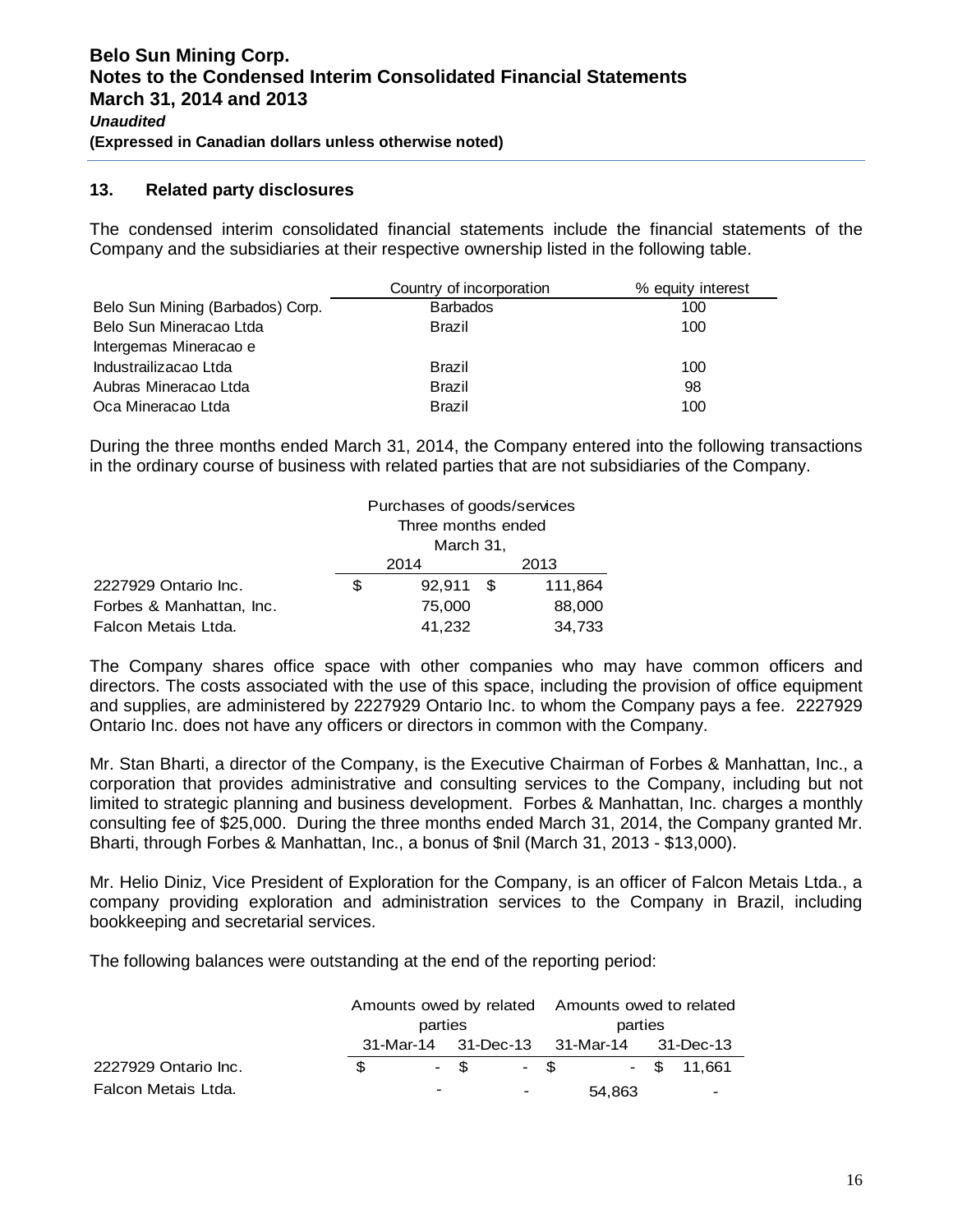## 13. Related party disclosures

The condensed interim consolidated financial statements include the financial statements of the Company and the subsidiaries at their respective ownership listed in the following table.

| | Country of incorporation | % equity interest |
|---|---|---|
| Belo Sun Mining (Barbados) Corp. | Barbados | 100 |
| Belo Sun Mineracao Ltda | Brazil | 100 |
| Intergemas Mineracao e Industrailizacao Ltda | Brazil | 100 |
| Aubras Mineracao Ltda | Brazil | 98 |
| Oca Mineracao Ltda | Brazil | 100 |

During the three months ended March 31, 2014, the Company entered into the following transactions in the ordinary course of business with related parties that are not subsidiaries of the Company.

| | Purchases of goods/services Three months ended March 31, | |
|---|---|---|
| | 2014 | 2013 |
| 2227929 Ontario Inc. | $ 92,911 | $ 111,864 |
| Forbes & Manhattan, Inc. | 75,000 | 88,000 |
| Falcon Metais Ltda. | 41,232 | 34,733 |

The Company shares office space with other companies who may have common officers and directors. The costs associated with the use of this space, including the provision of office equipment and supplies, are administered by 2227929 Ontario Inc. to whom the Company pays a fee. 2227929 Ontario Inc. does not have any officers or directors in common with the Company.

Mr. Stan Bharti, a director of the Company, is the Executive Chairman of Forbes & Manhattan, Inc., a corporation that provides administrative and consulting services to the Company, including but not limited to strategic planning and business development. Forbes & Manhattan, Inc. charges a monthly consulting fee of $25,000. During the three months ended March 31, 2014, the Company granted Mr. Bharti, through Forbes & Manhattan, Inc., a bonus of $nil (March 31, 2013 - $13,000).

Mr. Helio Diniz, Vice President of Exploration for the Company, is an officer of Falcon Metais Ltda., a company providing exploration and administration services to the Company in Brazil, including bookkeeping and secretarial services.

The following balances were outstanding at the end of the reporting period:

| | Amounts owed by related parties | | Amounts owed to related parties | |
|---|---|---|---|---|
| | 31-Mar-14 | 31-Dec-13 | 31-Mar-14 | 31-Dec-13 |
| 2227929 Ontario Inc. | $ - | $ - | $ - | $ 11,661 |
| Falcon Metais Ltda. | - | - | 54,863 | - |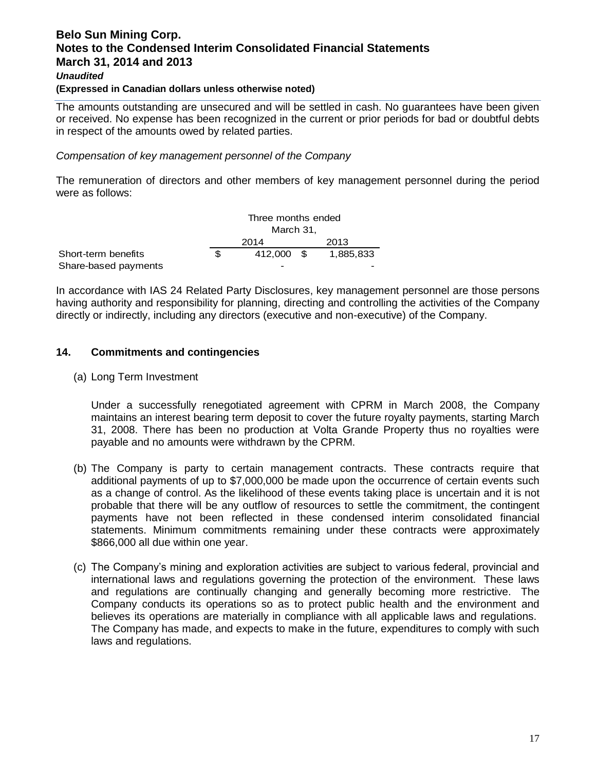The amounts outstanding are unsecured and will be settled in cash. No guarantees have been given or received. No expense has been recognized in the current or prior periods for bad or doubtful debts in respect of the amounts owed by related parties.

*Compensation of key management personnel of the Company*

The remuneration of directors and other members of key management personnel during the period were as follows:

| | Three months ended March 31, | |
|---|---|---|
| | 2014 | 2013 |
| Short-term benefits | $ 412,000 | $ 1,885,833 |
| Share-based payments | - | - |

In accordance with IAS 24 Related Party Disclosures, key management personnel are those persons having authority and responsibility for planning, directing and controlling the activities of the Company directly or indirectly, including any directors (executive and non-executive) of the Company.

## 14. Commitments and contingencies

(a) Long Term Investment

Under a successfully renegotiated agreement with CPRM in March 2008, the Company maintains an interest bearing term deposit to cover the future royalty payments, starting March 31, 2008. There has been no production at Volta Grande Property thus no royalties were payable and no amounts were withdrawn by the CPRM.

(b) The Company is party to certain management contracts. These contracts require that additional payments of up to $7,000,000 be made upon the occurrence of certain events such as a change of control. As the likelihood of these events taking place is uncertain and it is not probable that there will be any outflow of resources to settle the commitment, the contingent payments have not been reflected in these condensed interim consolidated financial statements. Minimum commitments remaining under these contracts were approximately $866,000 all due within one year.

(c) The Company's mining and exploration activities are subject to various federal, provincial and international laws and regulations governing the protection of the environment. These laws and regulations are continually changing and generally becoming more restrictive. The Company conducts its operations so as to protect public health and the environment and believes its operations are materially in compliance with all applicable laws and regulations. The Company has made, and expects to make in the future, expenditures to comply with such laws and regulations.